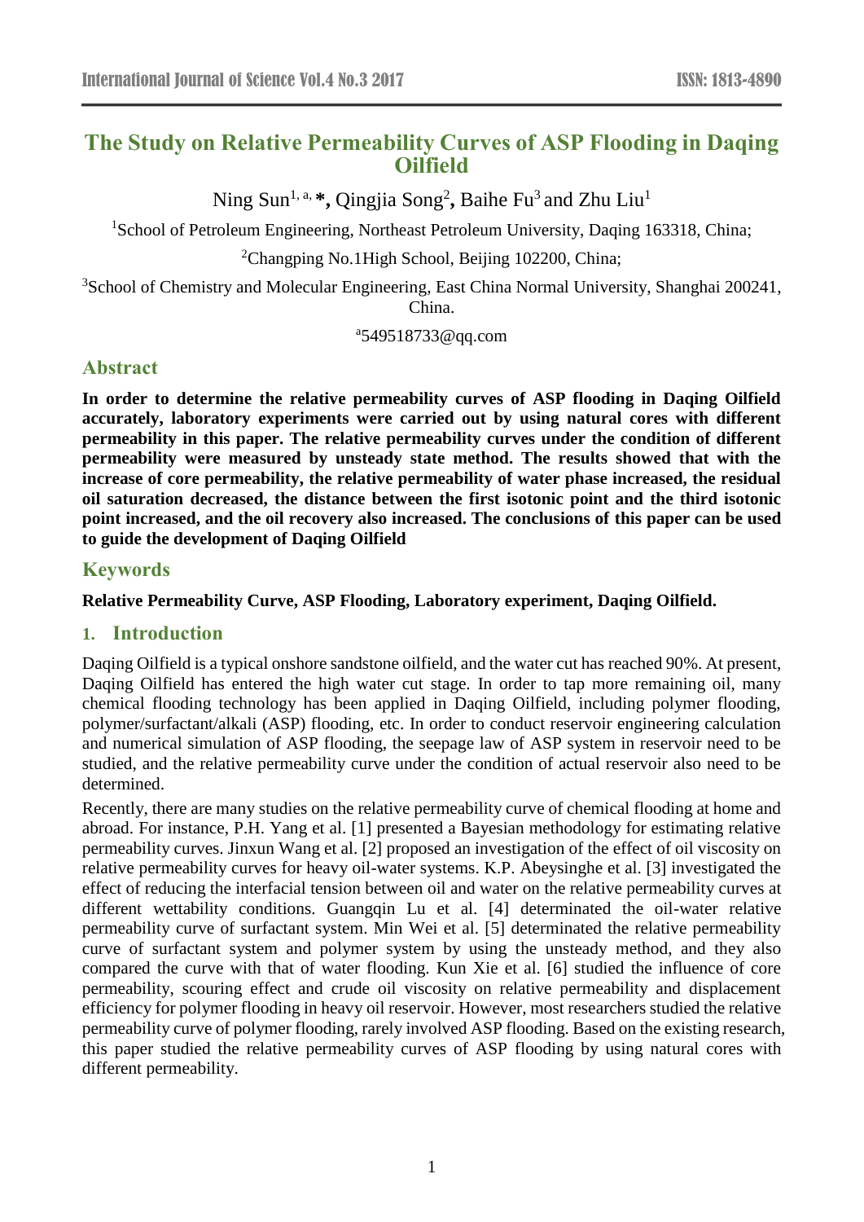# The Study on Relative Permeability Curves of ASP Flooding in Daqing Oilfield

Ning Sun[1, a, *], Qingjia Song[2], Baihe Fu[3] and Zhu Liu[1]

[1]School of Petroleum Engineering, Northeast Petroleum University, Daqing 163318, China;

[2]Changping No.1High School, Beijing 102200, China;

[3]School of Chemistry and Molecular Engineering, East China Normal University, Shanghai 200241, China.

[a]549518733@qq.com

## Abstract

**In order to determine the relative permeability curves of ASP flooding in Daqing Oilfield accurately, laboratory experiments were carried out by using natural cores with different permeability in this paper. The relative permeability curves under the condition of different permeability were measured by unsteady state method. The results showed that with the increase of core permeability, the relative permeability of water phase increased, the residual oil saturation decreased, the distance between the first isotonic point and the third isotonic point increased, and the oil recovery also increased. The conclusions of this paper can be used to guide the development of Daqing Oilfield**

## Keywords

**Relative Permeability Curve, ASP Flooding, Laboratory experiment, Daqing Oilfield.**

## 1. Introduction

Daqing Oilfield is a typical onshore sandstone oilfield, and the water cut has reached 90%. At present, Daqing Oilfield has entered the high water cut stage. In order to tap more remaining oil, many chemical flooding technology has been applied in Daqing Oilfield, including polymer flooding, polymer/surfactant/alkali (ASP) flooding, etc. In order to conduct reservoir engineering calculation and numerical simulation of ASP flooding, the seepage law of ASP system in reservoir need to be studied, and the relative permeability curve under the condition of actual reservoir also need to be determined.

Recently, there are many studies on the relative permeability curve of chemical flooding at home and abroad. For instance, P.H. Yang et al. [1] presented a Bayesian methodology for estimating relative permeability curves. Jinxun Wang et al. [2] proposed an investigation of the effect of oil viscosity on relative permeability curves for heavy oil-water systems. K.P. Abeysinghe et al. [3] investigated the effect of reducing the interfacial tension between oil and water on the relative permeability curves at different wettability conditions. Guangqin Lu et al. [4] determinated the oil-water relative permeability curve of surfactant system. Min Wei et al. [5] determinated the relative permeability curve of surfactant system and polymer system by using the unsteady method, and they also compared the curve with that of water flooding. Kun Xie et al. [6] studied the influence of core permeability, scouring effect and crude oil viscosity on relative permeability and displacement efficiency for polymer flooding in heavy oil reservoir. However, most researchers studied the relative permeability curve of polymer flooding, rarely involved ASP flooding. Based on the existing research, this paper studied the relative permeability curves of ASP flooding by using natural cores with different permeability.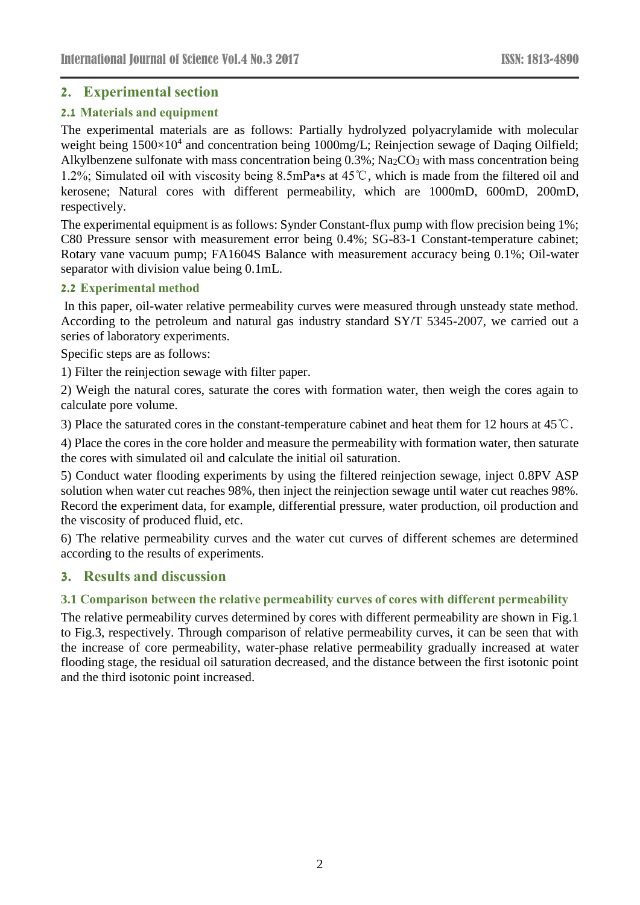## 2. Experimental section

### 2.1 Materials and equipment

The experimental materials are as follows: Partially hydrolyzed polyacrylamide with molecular weight being $1500 \times 10^4$ and concentration being 1000mg/L; Reinjection sewage of Daqing Oilfield; Alkylbenzene sulfonate with mass concentration being 0.3%; $Na_2CO_3$ with mass concentration being 1.2%; Simulated oil with viscosity being 8.5mPa•s at 45℃, which is made from the filtered oil and kerosene; Natural cores with different permeability, which are 1000mD, 600mD, 200mD, respectively.

The experimental equipment is as follows: Synder Constant-flux pump with flow precision being 1%; C80 Pressure sensor with measurement error being 0.4%; SG-83-1 Constant-temperature cabinet; Rotary vane vacuum pump; FA1604S Balance with measurement accuracy being 0.1%; Oil-water separator with division value being 0.1mL.

### 2.2 Experimental method

In this paper, oil-water relative permeability curves were measured through unsteady state method. According to the petroleum and natural gas industry standard SY/T 5345-2007, we carried out a series of laboratory experiments.

Specific steps are as follows:

1) Filter the reinjection sewage with filter paper.

2) Weigh the natural cores, saturate the cores with formation water, then weigh the cores again to calculate pore volume.

3) Place the saturated cores in the constant-temperature cabinet and heat them for 12 hours at 45℃.

4) Place the cores in the core holder and measure the permeability with formation water, then saturate the cores with simulated oil and calculate the initial oil saturation.

5) Conduct water flooding experiments by using the filtered reinjection sewage, inject 0.8PV ASP solution when water cut reaches 98%, then inject the reinjection sewage until water cut reaches 98%. Record the experiment data, for example, differential pressure, water production, oil production and the viscosity of produced fluid, etc.

6) The relative permeability curves and the water cut curves of different schemes are determined according to the results of experiments.

## 3. Results and discussion

### 3.1 Comparison between the relative permeability curves of cores with different permeability

The relative permeability curves determined by cores with different permeability are shown in Fig.1 to Fig.3, respectively. Through comparison of relative permeability curves, it can be seen that with the increase of core permeability, water-phase relative permeability gradually increased at water flooding stage, the residual oil saturation decreased, and the distance between the first isotonic point and the third isotonic point increased.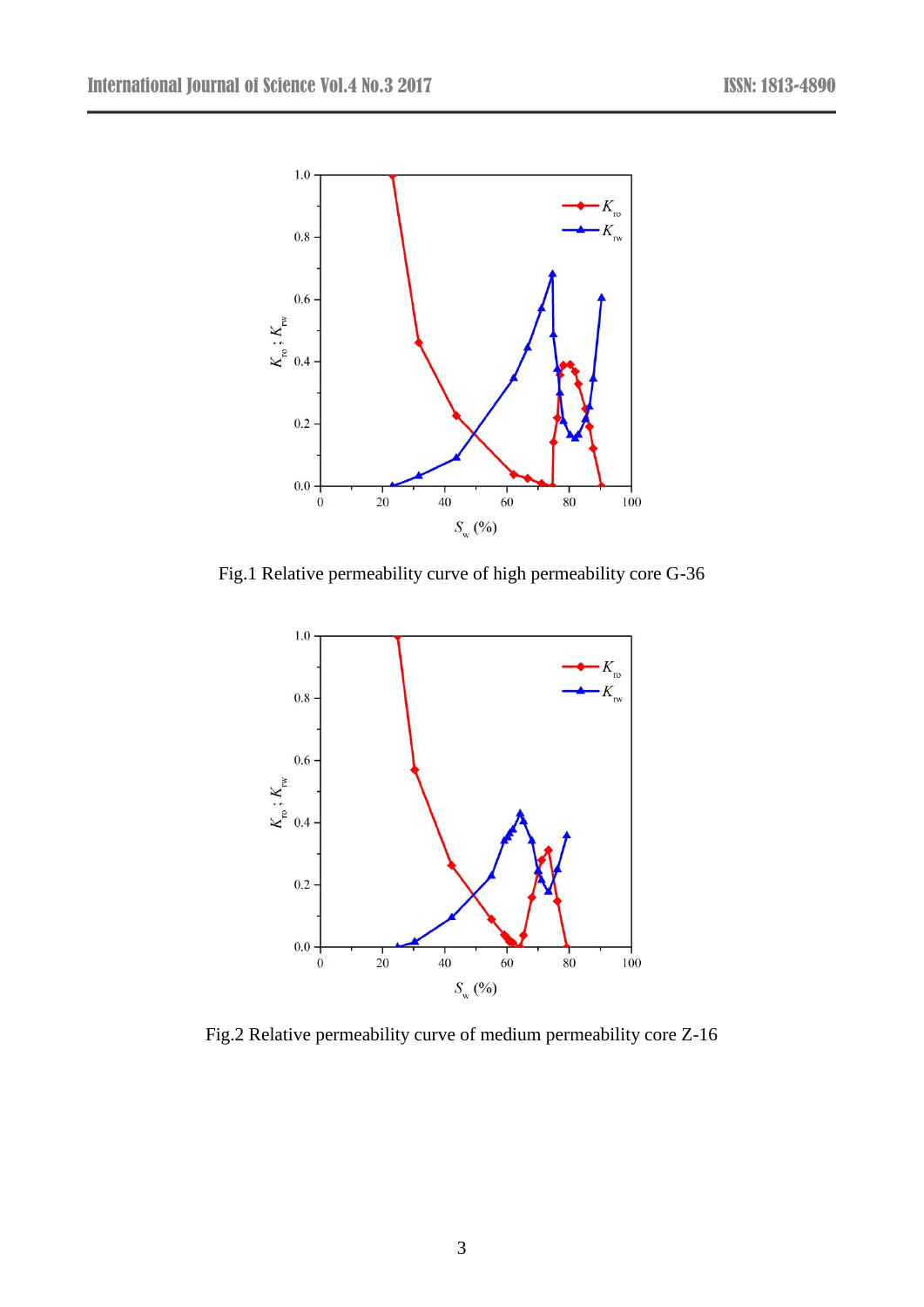Fig.1 Relative permeability curve of high permeability core G-36

Fig.2 Relative permeability curve of medium permeability core Z-16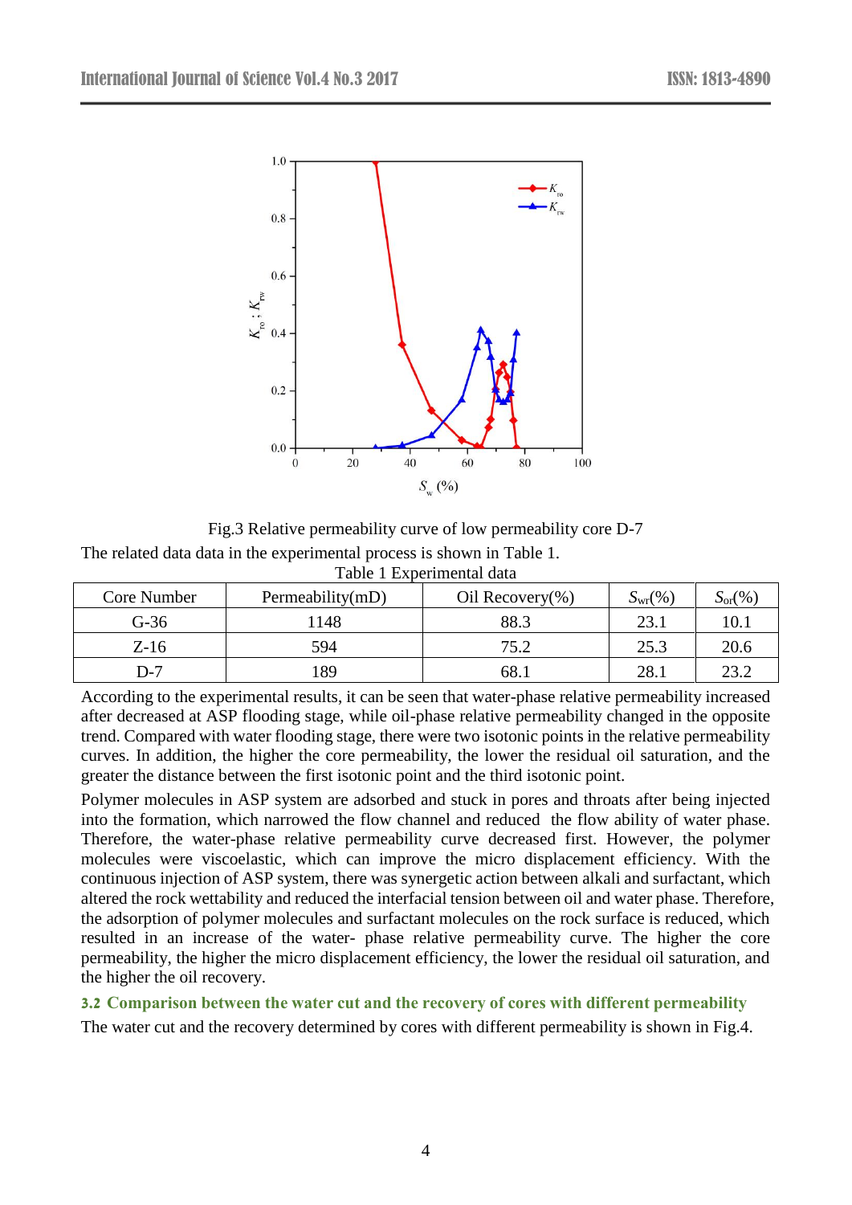Fig.3 Relative permeability curve of low permeability core D-7

The related data data in the experimental process is shown in Table 1.

Table 1 Experimental data

| Core Number | Permeability(mD) | Oil Recovery(%) | $S_{wr}$(%) | $S_{or}$(%) |
|---|---|---|---|---|
| G-36 | 1148 | 88.3 | 23.1 | 10.1 |
| Z-16 | 594 | 75.2 | 25.3 | 20.6 |
| D-7 | 189 | 68.1 | 28.1 | 23.2 |

According to the experimental results, it can be seen that water-phase relative permeability increased after decreased at ASP flooding stage, while oil-phase relative permeability changed in the opposite trend. Compared with water flooding stage, there were two isotonic points in the relative permeability curves. In addition, the higher the core permeability, the lower the residual oil saturation, and the greater the distance between the first isotonic point and the third isotonic point.

Polymer molecules in ASP system are adsorbed and stuck in pores and throats after being injected into the formation, which narrowed the flow channel and reduced the flow ability of water phase. Therefore, the water-phase relative permeability curve decreased first. However, the polymer molecules were viscoelastic, which can improve the micro displacement efficiency. With the continuous injection of ASP system, there was synergetic action between alkali and surfactant, which altered the rock wettability and reduced the interfacial tension between oil and water phase. Therefore, the adsorption of polymer molecules and surfactant molecules on the rock surface is reduced, which resulted in an increase of the water- phase relative permeability curve. The higher the core permeability, the higher the micro displacement efficiency, the lower the residual oil saturation, and the higher the oil recovery.

### 3.2 Comparison between the water cut and the recovery of cores with different permeability

The water cut and the recovery determined by cores with different permeability is shown in Fig.4.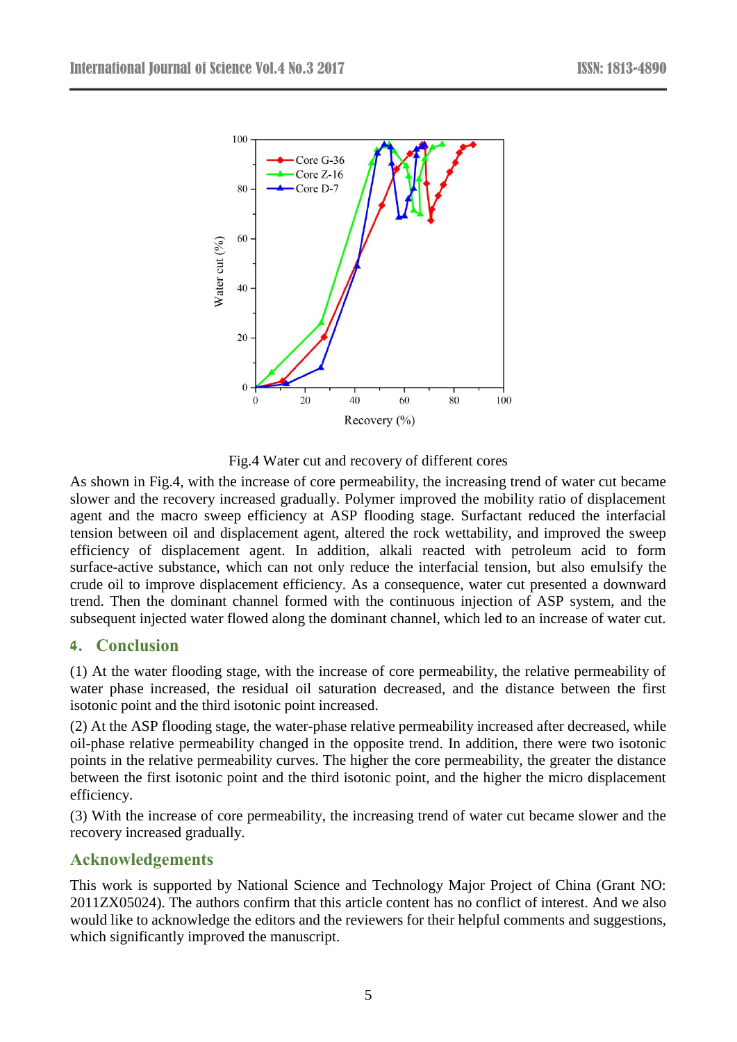Fig.4 Water cut and recovery of different cores

As shown in Fig.4, with the increase of core permeability, the increasing trend of water cut became slower and the recovery increased gradually. Polymer improved the mobility ratio of displacement agent and the macro sweep efficiency at ASP flooding stage. Surfactant reduced the interfacial tension between oil and displacement agent, altered the rock wettability, and improved the sweep efficiency of displacement agent. In addition, alkali reacted with petroleum acid to form surface-active substance, which can not only reduce the interfacial tension, but also emulsify the crude oil to improve displacement efficiency. As a consequence, water cut presented a downward trend. Then the dominant channel formed with the continuous injection of ASP system, and the subsequent injected water flowed along the dominant channel, which led to an increase of water cut.

## 4. Conclusion

(1) At the water flooding stage, with the increase of core permeability, the relative permeability of water phase increased, the residual oil saturation decreased, and the distance between the first isotonic point and the third isotonic point increased.

(2) At the ASP flooding stage, the water-phase relative permeability increased after decreased, while oil-phase relative permeability changed in the opposite trend. In addition, there were two isotonic points in the relative permeability curves. The higher the core permeability, the greater the distance between the first isotonic point and the third isotonic point, and the higher the micro displacement efficiency.

(3) With the increase of core permeability, the increasing trend of water cut became slower and the recovery increased gradually.

## Acknowledgements

This work is supported by National Science and Technology Major Project of China (Grant NO: 2011ZX05024). The authors confirm that this article content has no conflict of interest. And we also would like to acknowledge the editors and the reviewers for their helpful comments and suggestions, which significantly improved the manuscript.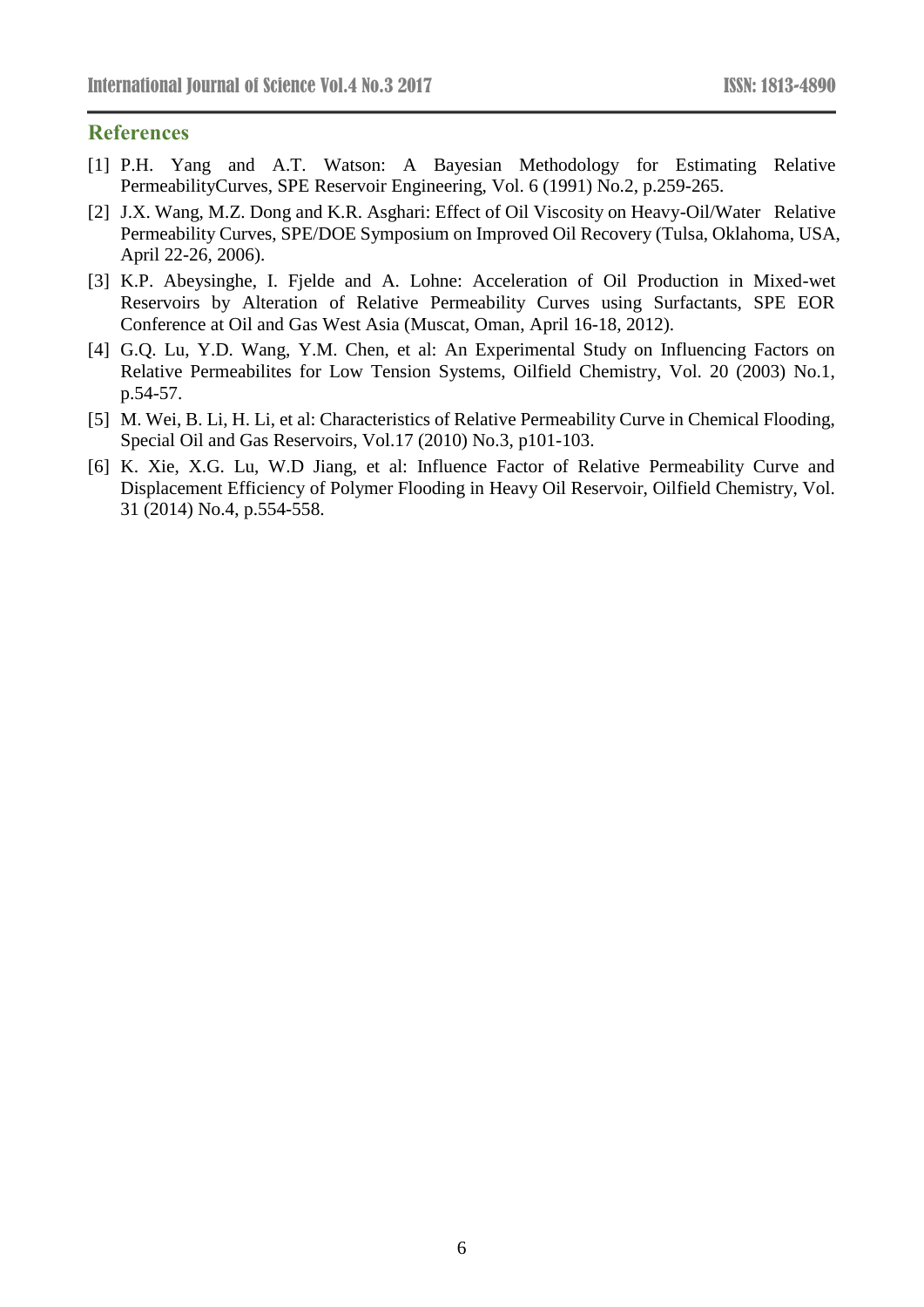## References

[1] P.H. Yang and A.T. Watson: A Bayesian Methodology for Estimating Relative PermeabilityCurves, SPE Reservoir Engineering, Vol. 6 (1991) No.2, p.259-265.

[2] J.X. Wang, M.Z. Dong and K.R. Asghari: Effect of Oil Viscosity on Heavy-Oil/Water Relative Permeability Curves, SPE/DOE Symposium on Improved Oil Recovery (Tulsa, Oklahoma, USA, April 22-26, 2006).

[3] K.P. Abeysinghe, I. Fjelde and A. Lohne: Acceleration of Oil Production in Mixed-wet Reservoirs by Alteration of Relative Permeability Curves using Surfactants, SPE EOR Conference at Oil and Gas West Asia (Muscat, Oman, April 16-18, 2012).

[4] G.Q. Lu, Y.D. Wang, Y.M. Chen, et al: An Experimental Study on Influencing Factors on Relative Permeabilites for Low Tension Systems, Oilfield Chemistry, Vol. 20 (2003) No.1, p.54-57.

[5] M. Wei, B. Li, H. Li, et al: Characteristics of Relative Permeability Curve in Chemical Flooding, Special Oil and Gas Reservoirs, Vol.17 (2010) No.3, p101-103.

[6] K. Xie, X.G. Lu, W.D Jiang, et al: Influence Factor of Relative Permeability Curve and Displacement Efficiency of Polymer Flooding in Heavy Oil Reservoir, Oilfield Chemistry, Vol. 31 (2014) No.4, p.554-558.